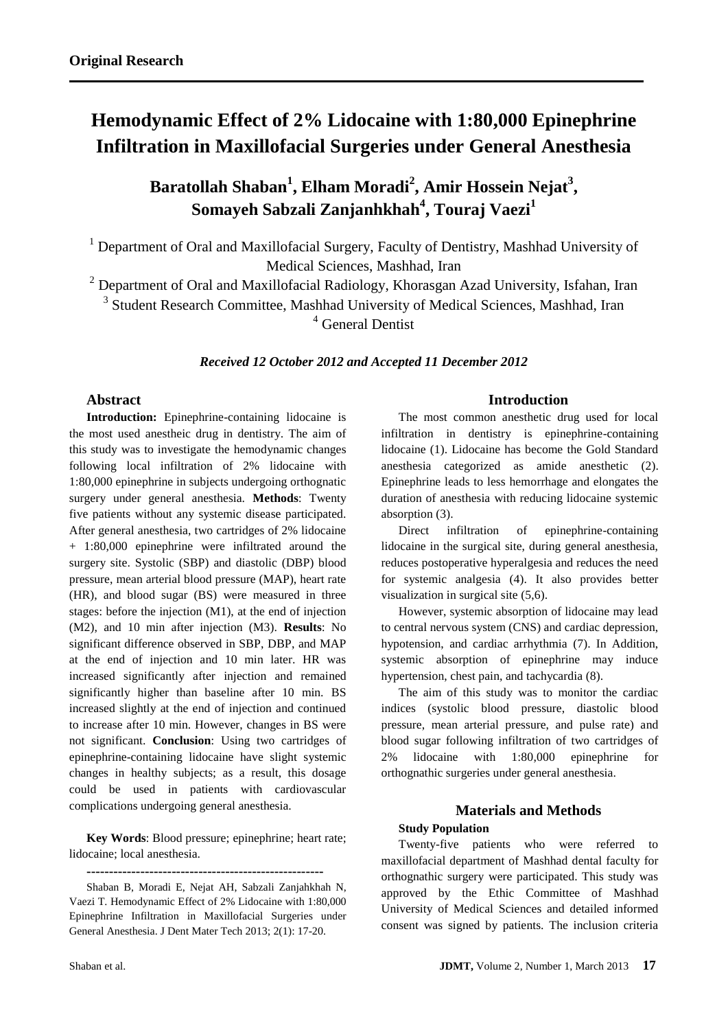**Original Research**

# Hemodynamic Effect of 2% Lidocaine with 1:80,000 Epinephrine Infiltration in Maxillofacial Surgeries under General Anesthesia

**Baratollah Shaban[1], Elham Moradi[2], Amir Hossein Nejat[3], Somayeh Sabzali Zanjanhkhah[4], Touraj Vaezi[1]**

[1] Department of Oral and Maxillofacial Surgery, Faculty of Dentistry, Mashhad University of Medical Sciences, Mashhad, Iran

[2] Department of Oral and Maxillofacial Radiology, Khorasgan Azad University, Isfahan, Iran

[3] Student Research Committee, Mashhad University of Medical Sciences, Mashhad, Iran

[4] General Dentist

***Received 12 October 2012 and Accepted 11 December 2012***

## Abstract

**Introduction:** Epinephrine-containing lidocaine is the most used anestheic drug in dentistry. The aim of this study was to investigate the hemodynamic changes following local infiltration of 2% lidocaine with 1:80,000 epinephrine in subjects undergoing orthognatic surgery under general anesthesia. **Methods**: Twenty five patients without any systemic disease participated. After general anesthesia, two cartridges of 2% lidocaine + 1:80,000 epinephrine were infiltrated around the surgery site. Systolic (SBP) and diastolic (DBP) blood pressure, mean arterial blood pressure (MAP), heart rate (HR), and blood sugar (BS) were measured in three stages: before the injection (M1), at the end of injection (M2), and 10 min after injection (M3). **Results**: No significant difference observed in SBP, DBP, and MAP at the end of injection and 10 min later. HR was increased significantly after injection and remained significantly higher than baseline after 10 min. BS increased slightly at the end of injection and continued to increase after 10 min. However, changes in BS were not significant. **Conclusion**: Using two cartridges of epinephrine-containing lidocaine have slight systemic changes in healthy subjects; as a result, this dosage could be used in patients with cardiovascular complications undergoing general anesthesia.

**Key Words**: Blood pressure; epinephrine; heart rate; lidocaine; local anesthesia.

------------------------------------------------------

Shaban B, Moradi E, Nejat AH, Sabzali Zanjahkhah N, Vaezi T. Hemodynamic Effect of 2% Lidocaine with 1:80,000 Epinephrine Infiltration in Maxillofacial Surgeries under General Anesthesia. J Dent Mater Tech 2013; 2(1): 17-20.

## Introduction

The most common anesthetic drug used for local infiltration in dentistry is epinephrine-containing lidocaine (1). Lidocaine has become the Gold Standard anesthesia categorized as amide anesthetic (2). Epinephrine leads to less hemorrhage and elongates the duration of anesthesia with reducing lidocaine systemic absorption (3).

Direct infiltration of epinephrine-containing lidocaine in the surgical site, during general anesthesia, reduces postoperative hyperalgesia and reduces the need for systemic analgesia (4). It also provides better visualization in surgical site (5,6).

However, systemic absorption of lidocaine may lead to central nervous system (CNS) and cardiac depression, hypotension, and cardiac arrhythmia (7). In Addition, systemic absorption of epinephrine may induce hypertension, chest pain, and tachycardia (8).

The aim of this study was to monitor the cardiac indices (systolic blood pressure, diastolic blood pressure, mean arterial pressure, and pulse rate) and blood sugar following infiltration of two cartridges of 2% lidocaine with 1:80,000 epinephrine for orthognathic surgeries under general anesthesia.

## Materials and Methods

### Study Population

Twenty-five patients who were referred to maxillofacial department of Mashhad dental faculty for orthognathic surgery were participated. This study was approved by the Ethic Committee of Mashhad University of Medical Sciences and detailed informed consent was signed by patients. The inclusion criteria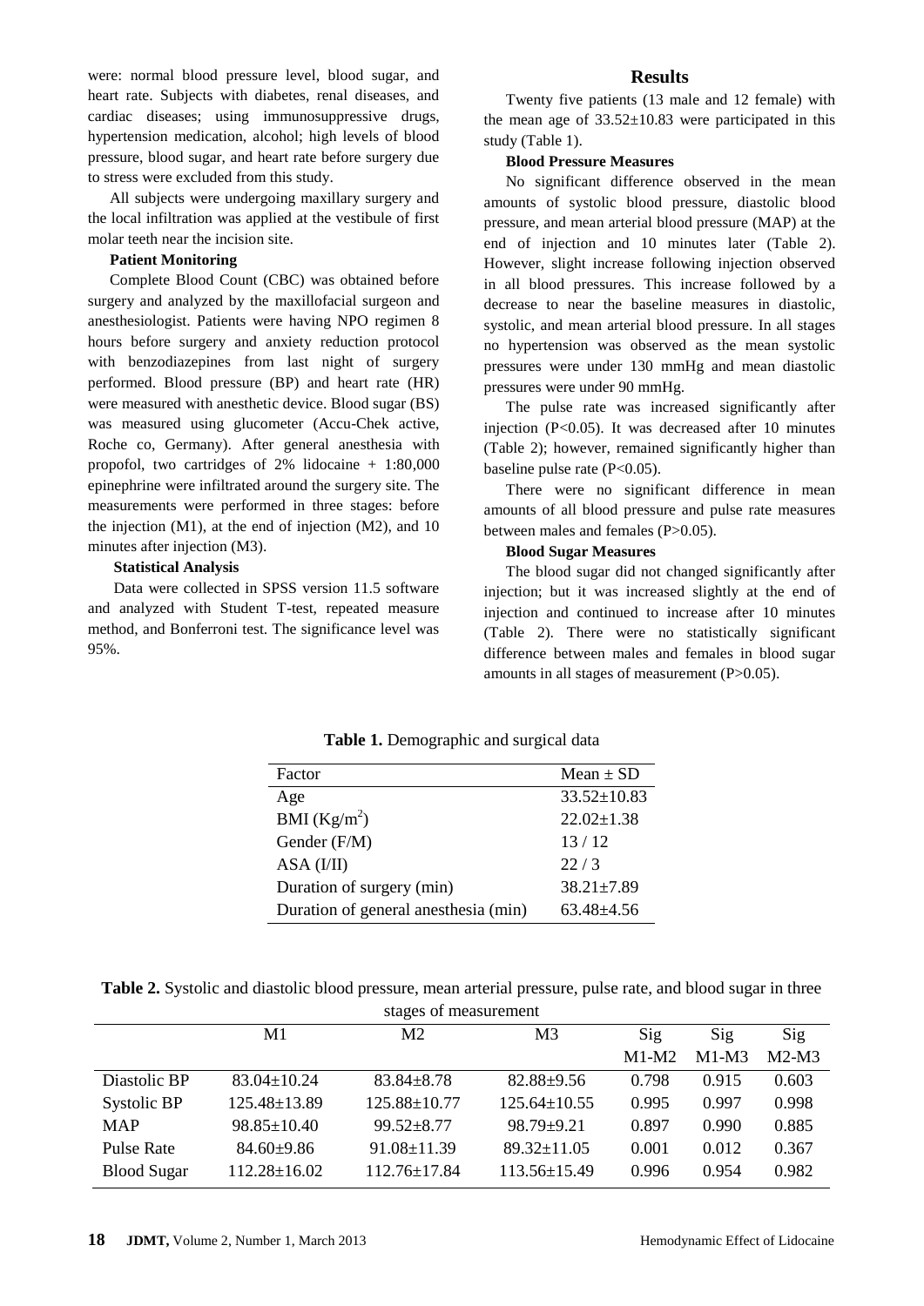were: normal blood pressure level, blood sugar, and heart rate. Subjects with diabetes, renal diseases, and cardiac diseases; using immunosuppressive drugs, hypertension medication, alcohol; high levels of blood pressure, blood sugar, and heart rate before surgery due to stress were excluded from this study.

All subjects were undergoing maxillary surgery and the local infiltration was applied at the vestibule of first molar teeth near the incision site.

### Patient Monitoring

Complete Blood Count (CBC) was obtained before surgery and analyzed by the maxillofacial surgeon and anesthesiologist. Patients were having NPO regimen 8 hours before surgery and anxiety reduction protocol with benzodiazepines from last night of surgery performed. Blood pressure (BP) and heart rate (HR) were measured with anesthetic device. Blood sugar (BS) was measured using glucometer (Accu-Chek active, Roche co, Germany). After general anesthesia with propofol, two cartridges of 2% lidocaine + 1:80,000 epinephrine were infiltrated around the surgery site. The measurements were performed in three stages: before the injection (M1), at the end of injection (M2), and 10 minutes after injection (M3).

### Statistical Analysis

Data were collected in SPSS version 11.5 software and analyzed with Student T-test, repeated measure method, and Bonferroni test. The significance level was 95%.

## Results

Twenty five patients (13 male and 12 female) with the mean age of 33.52±10.83 were participated in this study (Table 1).

### Blood Pressure Measures

No significant difference observed in the mean amounts of systolic blood pressure, diastolic blood pressure, and mean arterial blood pressure (MAP) at the end of injection and 10 minutes later (Table 2). However, slight increase following injection observed in all blood pressures. This increase followed by a decrease to near the baseline measures in diastolic, systolic, and mean arterial blood pressure. In all stages no hypertension was observed as the mean systolic pressures were under 130 mmHg and mean diastolic pressures were under 90 mmHg.

The pulse rate was increased significantly after injection ($P<0.05$). It was decreased after 10 minutes (Table 2); however, remained significantly higher than baseline pulse rate ($P<0.05$).

There were no significant difference in mean amounts of all blood pressure and pulse rate measures between males and females ($P>0.05$).

### Blood Sugar Measures

The blood sugar did not changed significantly after injection; but it was increased slightly at the end of injection and continued to increase after 10 minutes (Table 2). There were no statistically significant difference between males and females in blood sugar amounts in all stages of measurement ($P>0.05$).

**Table 1.** Demographic and surgical data

| Factor | Mean ± SD |
|---|---|
| Age | 33.52±10.83 |
| BMI (Kg/m$^2$) | 22.02±1.38 |
| Gender (F/M) | 13 / 12 |
| ASA (I/II) | 22 / 3 |
| Duration of surgery (min) | 38.21±7.89 |
| Duration of general anesthesia (min) | 63.48±4.56 |

**Table 2.** Systolic and diastolic blood pressure, mean arterial pressure, pulse rate, and blood sugar in three stages of measurement

| | M1 | M2 | M3 | Sig M1-M2 | Sig M1-M3 | Sig M2-M3 |
|---|---|---|---|---|---|---|
| Diastolic BP | 83.04±10.24 | 83.84±8.78 | 82.88±9.56 | 0.798 | 0.915 | 0.603 |
| Systolic BP | 125.48±13.89 | 125.88±10.77 | 125.64±10.55 | 0.995 | 0.997 | 0.998 |
| MAP | 98.85±10.40 | 99.52±8.77 | 98.79±9.21 | 0.897 | 0.990 | 0.885 |
| Pulse Rate | 84.60±9.86 | 91.08±11.39 | 89.32±11.05 | 0.001 | 0.012 | 0.367 |
| Blood Sugar | 112.28±16.02 | 112.76±17.84 | 113.56±15.49 | 0.996 | 0.954 | 0.982 |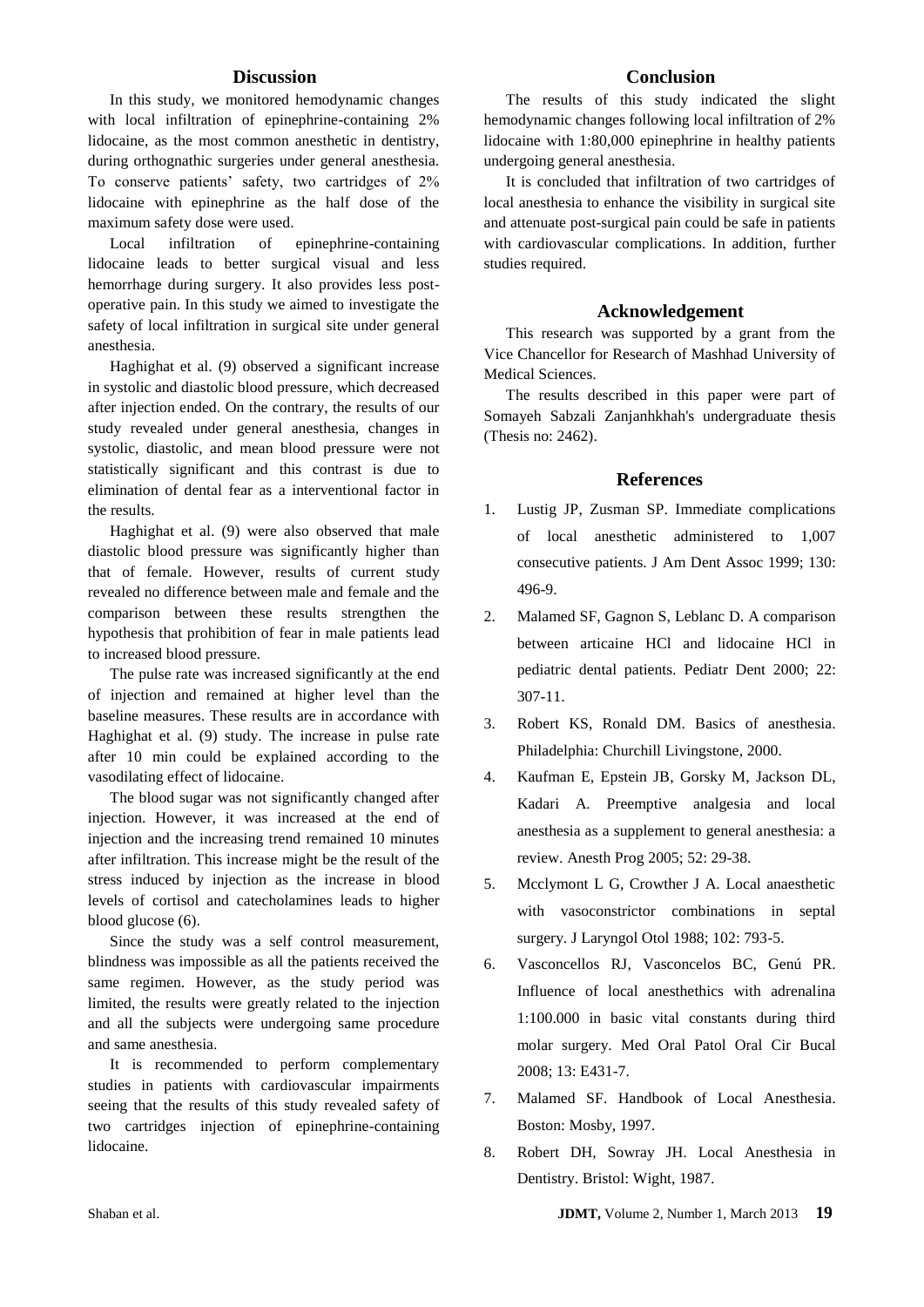## Discussion

In this study, we monitored hemodynamic changes with local infiltration of epinephrine-containing 2% lidocaine, as the most common anesthetic in dentistry, during orthognathic surgeries under general anesthesia. To conserve patients' safety, two cartridges of 2% lidocaine with epinephrine as the half dose of the maximum safety dose were used.

Local infiltration of epinephrine-containing lidocaine leads to better surgical visual and less hemorrhage during surgery. It also provides less post-operative pain. In this study we aimed to investigate the safety of local infiltration in surgical site under general anesthesia.

Haghighat et al. (9) observed a significant increase in systolic and diastolic blood pressure, which decreased after injection ended. On the contrary, the results of our study revealed under general anesthesia, changes in systolic, diastolic, and mean blood pressure were not statistically significant and this contrast is due to elimination of dental fear as a interventional factor in the results.

Haghighat et al. (9) were also observed that male diastolic blood pressure was significantly higher than that of female. However, results of current study revealed no difference between male and female and the comparison between these results strengthen the hypothesis that prohibition of fear in male patients lead to increased blood pressure.

The pulse rate was increased significantly at the end of injection and remained at higher level than the baseline measures. These results are in accordance with Haghighat et al. (9) study. The increase in pulse rate after 10 min could be explained according to the vasodilating effect of lidocaine.

The blood sugar was not significantly changed after injection. However, it was increased at the end of injection and the increasing trend remained 10 minutes after infiltration. This increase might be the result of the stress induced by injection as the increase in blood levels of cortisol and catecholamines leads to higher blood glucose (6).

Since the study was a self control measurement, blindness was impossible as all the patients received the same regimen. However, as the study period was limited, the results were greatly related to the injection and all the subjects were undergoing same procedure and same anesthesia.

It is recommended to perform complementary studies in patients with cardiovascular impairments seeing that the results of this study revealed safety of two cartridges injection of epinephrine-containing lidocaine.

## Conclusion

The results of this study indicated the slight hemodynamic changes following local infiltration of 2% lidocaine with 1:80,000 epinephrine in healthy patients undergoing general anesthesia.

It is concluded that infiltration of two cartridges of local anesthesia to enhance the visibility in surgical site and attenuate post-surgical pain could be safe in patients with cardiovascular complications. In addition, further studies required.

## Acknowledgement

This research was supported by a grant from the Vice Chancellor for Research of Mashhad University of Medical Sciences.

The results described in this paper were part of Somayeh Sabzali Zanjanhkhah's undergraduate thesis (Thesis no: 2462).

## References

1. Lustig JP, Zusman SP. Immediate complications of local anesthetic administered to 1,007 consecutive patients. J Am Dent Assoc 1999; 130: 496-9.
2. Malamed SF, Gagnon S, Leblanc D. A comparison between articaine HCl and lidocaine HCl in pediatric dental patients. Pediatr Dent 2000; 22: 307-11.
3. Robert KS, Ronald DM. Basics of anesthesia. Philadelphia: Churchill Livingstone, 2000.
4. Kaufman E, Epstein JB, Gorsky M, Jackson DL, Kadari A. Preemptive analgesia and local anesthesia as a supplement to general anesthesia: a review. Anesth Prog 2005; 52: 29-38.
5. Mcclymont L G, Crowther J A. Local anaesthetic with vasoconstrictor combinations in septal surgery. J Laryngol Otol 1988; 102: 793-5.
6. Vasconcellos RJ, Vasconcelos BC, Genú PR. Influence of local anesthethics with adrenalina 1:100.000 in basic vital constants during third molar surgery. Med Oral Patol Oral Cir Bucal 2008; 13: E431-7.
7. Malamed SF. Handbook of Local Anesthesia. Boston: Mosby, 1997.
8. Robert DH, Sowray JH. Local Anesthesia in Dentistry. Bristol: Wight, 1987.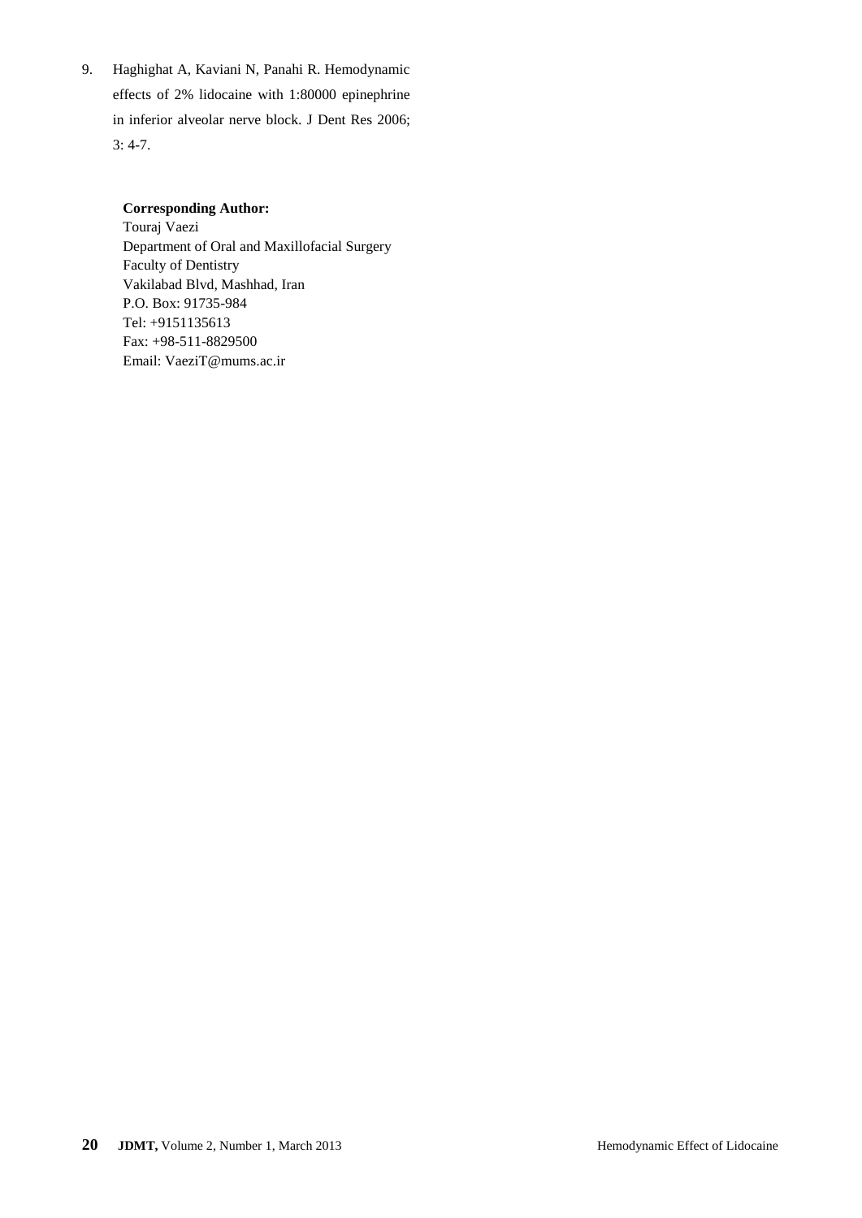9. Haghighat A, Kaviani N, Panahi R. Hemodynamic effects of 2% lidocaine with 1:80000 epinephrine in inferior alveolar nerve block. J Dent Res 2006; 3: 4-7.

**Corresponding Author:**

Touraj Vaezi
Department of Oral and Maxillofacial Surgery
Faculty of Dentistry
Vakilabad Blvd, Mashhad, Iran
P.O. Box: 91735-984
Tel: +9151135613
Fax: +98-511-8829500
Email: VaeziT@mums.ac.ir